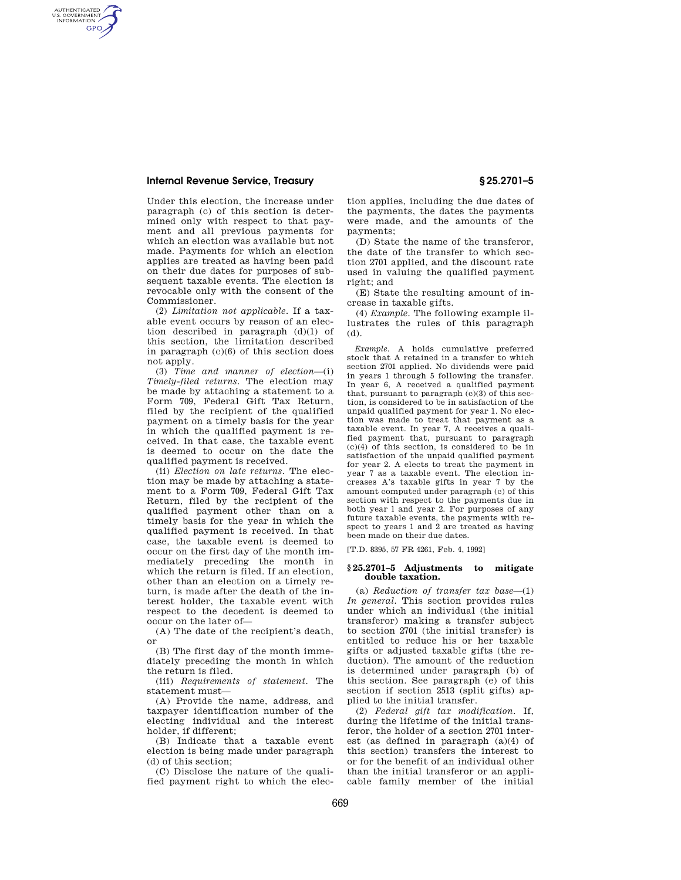Under this election, the increase under paragraph (c) of this section is determined only with respect to that payment and all previous payments for which an election was available but not made. Payments for which an election applies are treated as having been paid on their due dates for purposes of subsequent taxable events. The election is revocable only with the consent of the Commissioner.

(2) *Limitation not applicable.* If a taxable event occurs by reason of an election described in paragraph (d)(1) of this section, the limitation described in paragraph (c)(6) of this section does not apply.

(3) *Time and manner of election*—(i) *Timely-filed returns.* The election may be made by attaching a statement to a Form 709, Federal Gift Tax Return, filed by the recipient of the qualified payment on a timely basis for the year in which the qualified payment is received. In that case, the taxable event is deemed to occur on the date the qualified payment is received.

(ii) *Election on late returns.* The election may be made by attaching a statement to a Form 709, Federal Gift Tax Return, filed by the recipient of the qualified payment other than on a timely basis for the year in which the qualified payment is received. In that case, the taxable event is deemed to occur on the first day of the month immediately preceding the month in which the return is filed. If an election, other than an election on a timely return, is made after the death of the interest holder, the taxable event with respect to the decedent is deemed to occur on the later of—

(A) The date of the recipient's death, or

(B) The first day of the month immediately preceding the month in which the return is filed.

(iii) *Requirements of statement.* The statement must—

(A) Provide the name, address, and taxpayer identification number of the electing individual and the interest holder, if different;

(B) Indicate that a taxable event election is being made under paragraph (d) of this section;

(C) Disclose the nature of the qualified payment right to which the election applies, including the due dates of the payments, the dates the payments were made, and the amounts of the payments;

(D) State the name of the transferor, the date of the transfer to which section 2701 applied, and the discount rate used in valuing the qualified payment right; and

(E) State the resulting amount of increase in taxable gifts.

(4) *Example.* The following example illustrates the rules of this paragraph (d).

*Example.* A holds cumulative preferred stock that A retained in a transfer to which section 2701 applied. No dividends were paid in years 1 through 5 following the transfer. In year 6, A received a qualified payment that, pursuant to paragraph (c)(3) of this section, is considered to be in satisfaction of the unpaid qualified payment for year 1. No election was made to treat that payment as a taxable event. In year 7, A receives a qualified payment that, pursuant to paragraph (c)(4) of this section, is considered to be in satisfaction of the unpaid qualified payment for year 2. A elects to treat the payment in year 7 as a taxable event. The election increases A's taxable gifts in year 7 by the amount computed under paragraph (c) of this section with respect to the payments due in both year 1 and year 2. For purposes of any future taxable events, the payments with respect to years 1 and 2 are treated as having been made on their due dates.

[T.D. 8395, 57 FR 4261, Feb. 4, 1992]

## § 25.2701–5 Adjustments to mitigate double taxation.

(a) *Reduction of transfer tax base*—(1) *In general.* This section provides rules under which an individual (the initial transferor) making a transfer subject to section 2701 (the initial transfer) is entitled to reduce his or her taxable gifts or adjusted taxable gifts (the reduction). The amount of the reduction is determined under paragraph (b) of this section. See paragraph (e) of this section if section 2513 (split gifts) applied to the initial transfer.

(2) *Federal gift tax modification.* If, during the lifetime of the initial transferor, the holder of a section 2701 interest (as defined in paragraph (a)(4) of this section) transfers the interest to or for the benefit of an individual other than the initial transferor or an applicable family member of the initial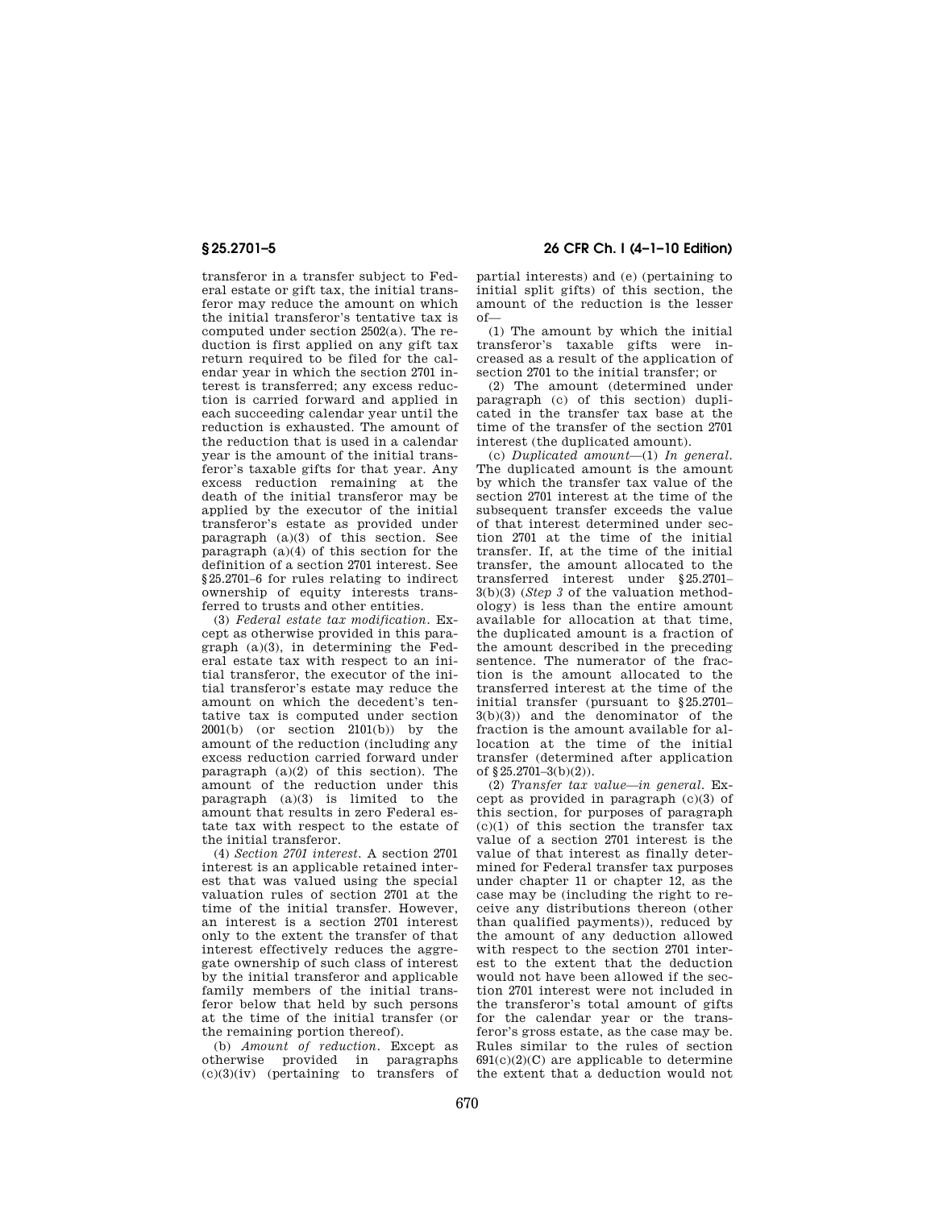transferor in a transfer subject to Federal estate or gift tax, the initial transferor may reduce the amount on which the initial transferor's tentative tax is computed under section 2502(a). The reduction is first applied on any gift tax return required to be filed for the calendar year in which the section 2701 interest is transferred; any excess reduction is carried forward and applied in each succeeding calendar year until the reduction is exhausted. The amount of the reduction that is used in a calendar year is the amount of the initial transferor's taxable gifts for that year. Any excess reduction remaining at the death of the initial transferor may be applied by the executor of the initial transferor's estate as provided under paragraph (a)(3) of this section. See paragraph (a)(4) of this section for the definition of a section 2701 interest. See §25.2701–6 for rules relating to indirect ownership of equity interests transferred to trusts and other entities.

(3) *Federal estate tax modification.* Except as otherwise provided in this paragraph (a)(3), in determining the Federal estate tax with respect to an initial transferor, the executor of the initial transferor's estate may reduce the amount on which the decedent's tentative tax is computed under section 2001(b) (or section 2101(b)) by the amount of the reduction (including any excess reduction carried forward under paragraph (a)(2) of this section). The amount of the reduction under this paragraph (a)(3) is limited to the amount that results in zero Federal estate tax with respect to the estate of the initial transferor.

(4) *Section 2701 interest.* A section 2701 interest is an applicable retained interest that was valued using the special valuation rules of section 2701 at the time of the initial transfer. However, an interest is a section 2701 interest only to the extent the transfer of that interest effectively reduces the aggregate ownership of such class of interest by the initial transferor and applicable family members of the initial transferor below that held by such persons at the time of the initial transfer (or the remaining portion thereof).

(b) *Amount of reduction.* Except as otherwise provided in paragraphs (c)(3)(iv) (pertaining to transfers of partial interests) and (e) (pertaining to initial split gifts) of this section, the amount of the reduction is the lesser of—

(1) The amount by which the initial transferor's taxable gifts were increased as a result of the application of section 2701 to the initial transfer; or

(2) The amount (determined under paragraph (c) of this section) duplicated in the transfer tax base at the time of the transfer of the section 2701 interest (the duplicated amount).

(c) *Duplicated amount*—(1) *In general.* The duplicated amount is the amount by which the transfer tax value of the section 2701 interest at the time of the subsequent transfer exceeds the value of that interest determined under section 2701 at the time of the initial transfer. If, at the time of the initial transfer, the amount allocated to the transferred interest under §25.2701–3(b)(3) (*Step 3* of the valuation methodology) is less than the entire amount available for allocation at that time, the duplicated amount is a fraction of the amount described in the preceding sentence. The numerator of the fraction is the amount allocated to the transferred interest at the time of the initial transfer (pursuant to §25.2701–3(b)(3)) and the denominator of the fraction is the amount available for allocation at the time of the initial transfer (determined after application of §25.2701–3(b)(2)).

(2) *Transfer tax value—in general.* Except as provided in paragraph (c)(3) of this section, for purposes of paragraph (c)(1) of this section the transfer tax value of a section 2701 interest is the value of that interest as finally determined for Federal transfer tax purposes under chapter 11 or chapter 12, as the case may be (including the right to receive any distributions thereon (other than qualified payments)), reduced by the amount of any deduction allowed with respect to the section 2701 interest to the extent that the deduction would not have been allowed if the section 2701 interest were not included in the transferor's total amount of gifts for the calendar year or the transferor's gross estate, as the case may be. Rules similar to the rules of section 691(c)(2)(C) are applicable to determine the extent that a deduction would not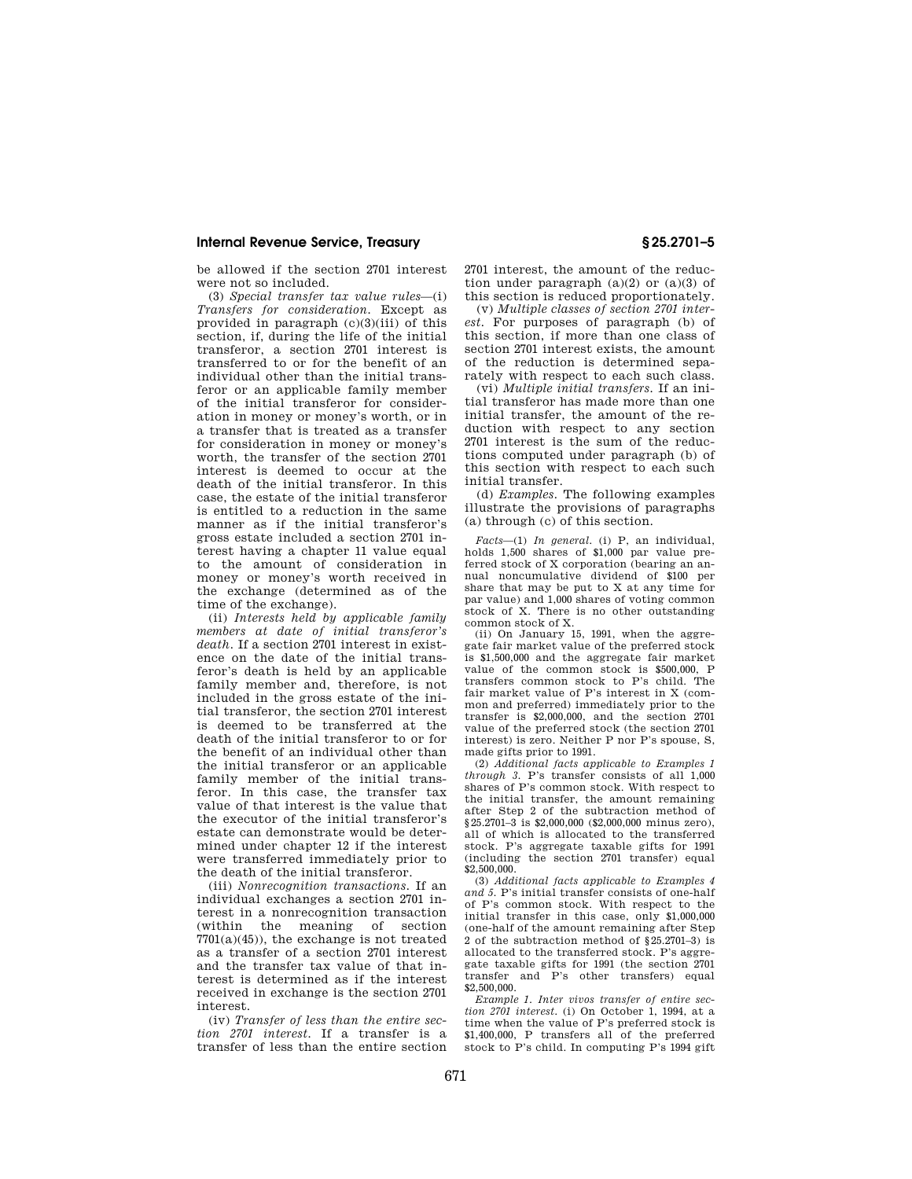be allowed if the section 2701 interest were not so included.

(3) *Special transfer tax value rules*—(i) *Transfers for consideration.* Except as provided in paragraph (c)(3)(iii) of this section, if, during the life of the initial transferor, a section 2701 interest is transferred to or for the benefit of an individual other than the initial transferor or an applicable family member of the initial transferor for consideration in money or money's worth, or in a transfer that is treated as a transfer for consideration in money or money's worth, the transfer of the section 2701 interest is deemed to occur at the death of the initial transferor. In this case, the estate of the initial transferor is entitled to a reduction in the same manner as if the initial transferor's gross estate included a section 2701 interest having a chapter 11 value equal to the amount of consideration in money or money's worth received in the exchange (determined as of the time of the exchange).

(ii) *Interests held by applicable family members at date of initial transferor's death.* If a section 2701 interest in existence on the date of the initial transferor's death is held by an applicable family member and, therefore, is not included in the gross estate of the initial transferor, the section 2701 interest is deemed to be transferred at the death of the initial transferor to or for the benefit of an individual other than the initial transferor or an applicable family member of the initial transferor. In this case, the transfer tax value of that interest is the value that the executor of the initial transferor's estate can demonstrate would be determined under chapter 12 if the interest were transferred immediately prior to the death of the initial transferor.

(iii) *Nonrecognition transactions.* If an individual exchanges a section 2701 interest in a nonrecognition transaction (within the meaning of section 7701(a)(45)), the exchange is not treated as a transfer of a section 2701 interest and the transfer tax value of that interest is determined as if the interest received in exchange is the section 2701 interest.

(iv) *Transfer of less than the entire section 2701 interest.* If a transfer is a transfer of less than the entire section 2701 interest, the amount of the reduction under paragraph (a)(2) or (a)(3) of this section is reduced proportionately.

(v) *Multiple classes of section 2701 interest.* For purposes of paragraph (b) of this section, if more than one class of section 2701 interest exists, the amount of the reduction is determined separately with respect to each such class.

(vi) *Multiple initial transfers.* If an initial transferor has made more than one initial transfer, the amount of the reduction with respect to any section 2701 interest is the sum of the reductions computed under paragraph (b) of this section with respect to each such initial transfer.

(d) *Examples.* The following examples illustrate the provisions of paragraphs (a) through (c) of this section.

*Facts*—(1) *In general.* (i) P, an individual, holds 1,500 shares of $1,000 par value preferred stock of X corporation (bearing an annual noncumulative dividend of $100 per share that may be put to X at any time for par value) and 1,000 shares of voting common stock of X. There is no other outstanding common stock of X.

(ii) On January 15, 1991, when the aggregate fair market value of the preferred stock is $1,500,000 and the aggregate fair market value of the common stock is $500,000, P transfers common stock to P's child. The fair market value of P's interest in X (common and preferred) immediately prior to the transfer is $2,000,000, and the section 2701 value of the preferred stock (the section 2701 interest) is zero. Neither P nor P's spouse, S, made gifts prior to 1991.

(2) *Additional facts applicable to Examples 1 through 3.* P's transfer consists of all 1,000 shares of P's common stock. With respect to the initial transfer, the amount remaining after Step 2 of the subtraction method of §25.2701–3 is $2,000,000 ($2,000,000 minus zero), all of which is allocated to the transferred stock. P's aggregate taxable gifts for 1991 (including the section 2701 transfer) equal $2,500,000.

(3) *Additional facts applicable to Examples 4 and 5.* P's initial transfer consists of one-half of P's common stock. With respect to the initial transfer in this case, only $1,000,000 (one-half of the amount remaining after Step 2 of the subtraction method of §25.2701–3) is allocated to the transferred stock. P's aggregate taxable gifts for 1991 (the section 2701 transfer and P's other transfers) equal $2,500,000.

*Example 1. Inter vivos transfer of entire section 2701 interest.* (i) On October 1, 1994, at a time when the value of P's preferred stock is $1,400,000, P transfers all of the preferred stock to P's child. In computing P's 1994 gift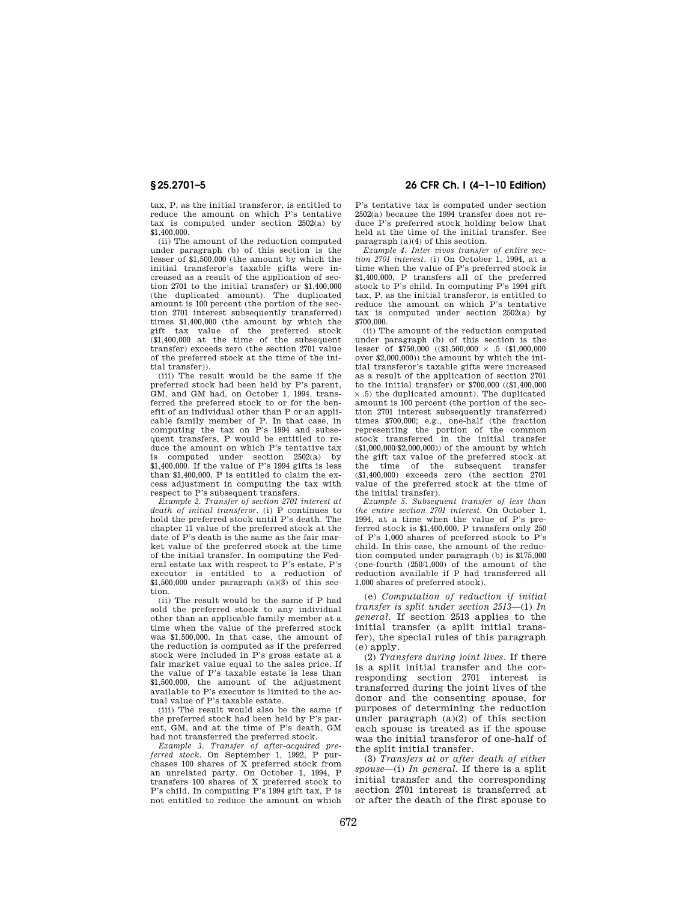tax, P, as the initial transferor, is entitled to reduce the amount on which P's tentative tax is computed under section 2502(a) by $1,400,000.

(ii) The amount of the reduction computed under paragraph (b) of this section is the lesser of $1,500,000 (the amount by which the initial transferor's taxable gifts were increased as a result of the application of section 2701 to the initial transfer) or $1,400,000 (the duplicated amount). The duplicated amount is 100 percent (the portion of the section 2701 interest subsequently transferred) times $1,400,000 (the amount by which the gift tax value of the preferred stock ($1,400,000 at the time of the subsequent transfer) exceeds zero (the section 2701 value of the preferred stock at the time of the initial transfer)).

(iii) The result would be the same if the preferred stock had been held by P's parent, GM, and GM had, on October 1, 1994, transferred the preferred stock to or for the benefit of an individual other than P or an applicable family member of P. In that case, in computing the tax on P's 1994 and subsequent transfers, P would be entitled to reduce the amount on which P's tentative tax is computed under section 2502(a) by $1,400,000. If the value of P's 1994 gifts is less than $1,400,000, P is entitled to claim the excess adjustment in computing the tax with respect to P's subsequent transfers.

*Example 2. Transfer of section 2701 interest at death of initial transferor.* (i) P continues to hold the preferred stock until P's death. The chapter 11 value of the preferred stock at the date of P's death is the same as the fair market value of the preferred stock at the time of the initial transfer. In computing the Federal estate tax with respect to P's estate, P's executor is entitled to a reduction of $1,500,000 under paragraph (a)(3) of this section.

(ii) The result would be the same if P had sold the preferred stock to any individual other than an applicable family member at a time when the value of the preferred stock was $1,500,000. In that case, the amount of the reduction is computed as if the preferred stock were included in P's gross estate at a fair market value equal to the sales price. If the value of P's taxable estate is less than $1,500,000, the amount of the adjustment available to P's executor is limited to the actual value of P's taxable estate.

(iii) The result would also be the same if the preferred stock had been held by P's parent, GM, and at the time of P's death, GM had not transferred the preferred stock.

*Example 3. Transfer of after-acquired preferred stock.* On September 1, 1992, P purchases 100 shares of X preferred stock from an unrelated party. On October 1, 1994, P transfers 100 shares of X preferred stock to P's child. In computing P's 1994 gift tax, P is not entitled to reduce the amount on which P's tentative tax is computed under section 2502(a) because the 1994 transfer does not reduce P's preferred stock holding below that held at the time of the initial transfer. See paragraph (a)(4) of this section.

*Example 4. Inter vivos transfer of entire section 2701 interest.* (i) On October 1, 1994, at a time when the value of P's preferred stock is $1,400,000, P transfers all of the preferred stock to P's child. In computing P's 1994 gift tax, P, as the initial transferor, is entitled to reduce the amount on which P's tentative tax is computed under section 2502(a) by $700,000.

(ii) The amount of the reduction computed under paragraph (b) of this section is the lesser of $750,000 (($1,500,000 × .5 ($1,000,000 over $2,000,000)) the amount by which the initial transferor's taxable gifts were increased as a result of the application of section 2701 to the initial transfer) or $700,000 (($1,400,000 × .5) the duplicated amount). The duplicated amount is 100 percent (the portion of the section 2701 interest subsequently transferred) times $700,000; e.g., one-half (the fraction representing the portion of the common stock transferred in the initial transfer ($1,000,000/$2,000,000)) of the amount by which the gift tax value of the preferred stock at the time of the subsequent transfer ($1,400,000) exceeds zero (the section 2701 value of the preferred stock at the time of the initial transfer).

*Example 5. Subsequent transfer of less than the entire section 2701 interest.* On October 1, 1994, at a time when the value of P's preferred stock is $1,400,000, P transfers only 250 of P's 1,000 shares of preferred stock to P's child. In this case, the amount of the reduction computed under paragraph (b) is $175,000 (one-fourth (250/1,000) of the amount of the reduction available if P had transferred all 1,000 shares of preferred stock).

(e) *Computation of reduction if initial transfer is split under section 2513*—(1) *In general.* If section 2513 applies to the initial transfer (a split initial transfer), the special rules of this paragraph (e) apply.

(2) *Transfers during joint lives.* If there is a split initial transfer and the corresponding section 2701 interest is transferred during the joint lives of the donor and the consenting spouse, for purposes of determining the reduction under paragraph (a)(2) of this section each spouse is treated as if the spouse was the initial transferor of one-half of the split initial transfer.

(3) *Transfers at or after death of either spouse*—(i) *In general.* If there is a split initial transfer and the corresponding section 2701 interest is transferred at or after the death of the first spouse to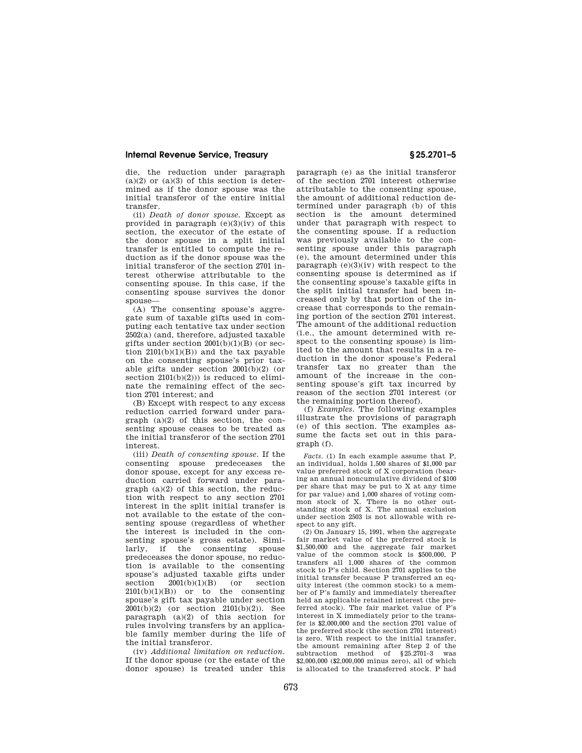die, the reduction under paragraph (a)(2) or (a)(3) of this section is determined as if the donor spouse was the initial transferor of the entire initial transfer.

(ii) *Death of donor spouse.* Except as provided in paragraph (e)(3)(iv) of this section, the executor of the estate of the donor spouse in a split initial transfer is entitled to compute the reduction as if the donor spouse was the initial transferor of the section 2701 interest otherwise attributable to the consenting spouse. In this case, if the consenting spouse survives the donor spouse—

(A) The consenting spouse's aggregate sum of taxable gifts used in computing each tentative tax under section 2502(a) (and, therefore, adjusted taxable gifts under section 2001(b)(1)(B) (or section 2101(b)(1)(B)) and the tax payable on the consenting spouse's prior taxable gifts under section 2001(b)(2) (or section 2101(b)(2))) is reduced to eliminate the remaining effect of the section 2701 interest; and

(B) Except with respect to any excess reduction carried forward under paragraph (a)(2) of this section, the consenting spouse ceases to be treated as the initial transferor of the section 2701 interest.

(iii) *Death of consenting spouse.* If the consenting spouse predeceases the donor spouse, except for any excess reduction carried forward under paragraph (a)(2) of this section, the reduction with respect to any section 2701 interest in the split initial transfer is not available to the estate of the consenting spouse (regardless of whether the interest is included in the consenting spouse's gross estate). Similarly, if the consenting spouse predeceases the donor spouse, no reduction is available to the consenting spouse's adjusted taxable gifts under section 2001(b)(1)(B) (or section 2101(b)(1)(B)) or to the consenting spouse's gift tax payable under section 2001(b)(2) (or section 2101(b)(2)). See paragraph (a)(2) of this section for rules involving transfers by an applicable family member during the life of the initial transferor.

(iv) *Additional limitation on reduction.* If the donor spouse (or the estate of the donor spouse) is treated under this paragraph (e) as the initial transferor of the section 2701 interest otherwise attributable to the consenting spouse, the amount of additional reduction determined under paragraph (b) of this section is the amount determined under that paragraph with respect to the consenting spouse. If a reduction was previously available to the consenting spouse under this paragraph (e), the amount determined under this paragraph (e)(3)(iv) with respect to the consenting spouse is determined as if the consenting spouse's taxable gifts in the split initial transfer had been increased only by that portion of the increase that corresponds to the remaining portion of the section 2701 interest. The amount of the additional reduction (i.e., the amount determined with respect to the consenting spouse) is limited to the amount that results in a reduction in the donor spouse's Federal transfer tax no greater than the amount of the increase in the consenting spouse's gift tax incurred by reason of the section 2701 interest (or the remaining portion thereof).

(f) *Examples.* The following examples illustrate the provisions of paragraph (e) of this section. The examples assume the facts set out in this paragraph (f).

*Facts.* (1) In each example assume that P, an individual, holds 1,500 shares of $1,000 par value preferred stock of X corporation (bearing an annual noncumulative dividend of $100 per share that may be put to X at any time for par value) and 1,000 shares of voting common stock of X. There is no other outstanding stock of X. The annual exclusion under section 2503 is not allowable with respect to any gift.

(2) On January 15, 1991, when the aggregate fair market value of the preferred stock is $1,500,000 and the aggregate fair market value of the common stock is $500,000, P transfers all 1,000 shares of the common stock to P's child. Section 2701 applies to the initial transfer because P transferred an equity interest (the common stock) to a member of P's family and immediately thereafter held an applicable retained interest (the preferred stock). The fair market value of P's interest in X immediately prior to the transfer is $2,000,000 and the section 2701 value of the preferred stock (the section 2701 interest) is zero. With respect to the initial transfer, the amount remaining after Step 2 of the subtraction method of §25.2701–3 was $2,000,000 ($2,000,000 minus zero), all of which is allocated to the transferred stock. P had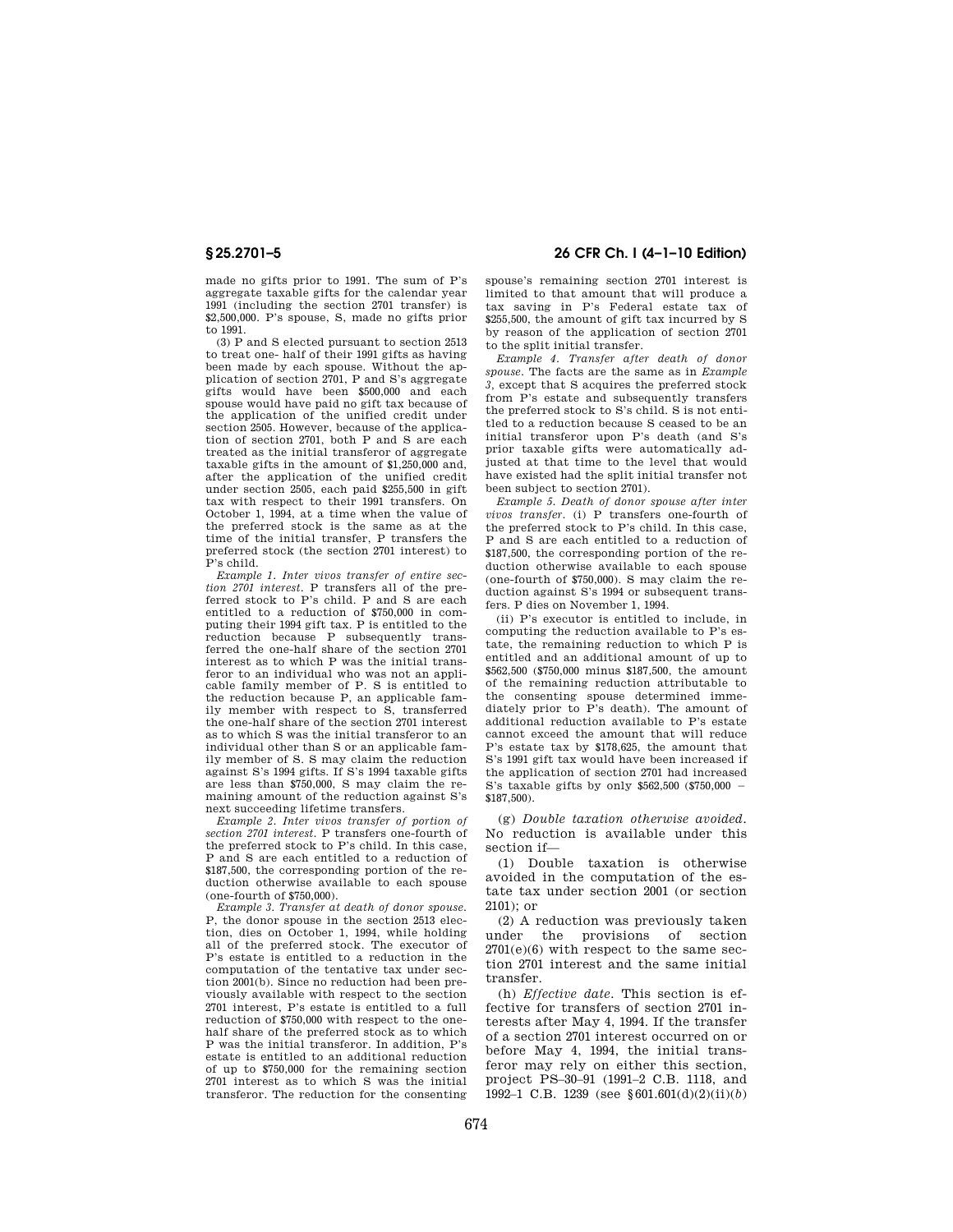made no gifts prior to 1991. The sum of P's aggregate taxable gifts for the calendar year 1991 (including the section 2701 transfer) is $2,500,000. P's spouse, S, made no gifts prior to 1991.

(3) P and S elected pursuant to section 2513 to treat one- half of their 1991 gifts as having been made by each spouse. Without the application of section 2701, P and S's aggregate gifts would have been $500,000 and each spouse would have paid no gift tax because of the application of the unified credit under section 2505. However, because of the application of section 2701, both P and S are each treated as the initial transferor of aggregate taxable gifts in the amount of $1,250,000 and, after the application of the unified credit under section 2505, each paid $255,500 in gift tax with respect to their 1991 transfers. On October 1, 1994, at a time when the value of the preferred stock is the same as at the time of the initial transfer, P transfers the preferred stock (the section 2701 interest) to P's child.

*Example 1. Inter vivos transfer of entire section 2701 interest.* P transfers all of the preferred stock to P's child. P and S are each entitled to a reduction of $750,000 in computing their 1994 gift tax. P is entitled to the reduction because P subsequently transferred the one-half share of the section 2701 interest as to which P was the initial transferor to an individual who was not an applicable family member of P. S is entitled to the reduction because P, an applicable family member with respect to S, transferred the one-half share of the section 2701 interest as to which S was the initial transferor to an individual other than S or an applicable family member of S. S may claim the reduction against S's 1994 gifts. If S's 1994 taxable gifts are less than $750,000, S may claim the remaining amount of the reduction against S's next succeeding lifetime transfers.

*Example 2. Inter vivos transfer of portion of section 2701 interest.* P transfers one-fourth of the preferred stock to P's child. In this case, P and S are each entitled to a reduction of $187,500, the corresponding portion of the reduction otherwise available to each spouse (one-fourth of $750,000).

*Example 3. Transfer at death of donor spouse.* P, the donor spouse in the section 2513 election, dies on October 1, 1994, while holding all of the preferred stock. The executor of P's estate is entitled to a reduction in the computation of the tentative tax under section 2001(b). Since no reduction had been previously available with respect to the section 2701 interest, P's estate is entitled to a full reduction of $750,000 with respect to the one-half share of the preferred stock as to which P was the initial transferor. In addition, P's estate is entitled to an additional reduction of up to $750,000 for the remaining section 2701 interest as to which S was the initial transferor. The reduction for the consenting spouse's remaining section 2701 interest is limited to that amount that will produce a tax saving in P's Federal estate tax of $255,500, the amount of gift tax incurred by S by reason of the application of section 2701 to the split initial transfer.

*Example 4. Transfer after death of donor spouse.* The facts are the same as in *Example 3*, except that S acquires the preferred stock from P's estate and subsequently transfers the preferred stock to S's child. S is not entitled to a reduction because S ceased to be an initial transferor upon P's death (and S's prior taxable gifts were automatically adjusted at that time to the level that would have existed had the split initial transfer not been subject to section 2701).

*Example 5. Death of donor spouse after inter vivos transfer.* (i) P transfers one-fourth of the preferred stock to P's child. In this case, P and S are each entitled to a reduction of $187,500, the corresponding portion of the reduction otherwise available to each spouse (one-fourth of $750,000). S may claim the reduction against S's 1994 or subsequent transfers. P dies on November 1, 1994.

(ii) P's executor is entitled to include, in computing the reduction available to P's estate, the remaining reduction to which P is entitled and an additional amount of up to $562,500 ($750,000 minus $187,500, the amount of the remaining reduction attributable to the consenting spouse determined immediately prior to P's death). The amount of additional reduction available to P's estate cannot exceed the amount that will reduce P's estate tax by $178,625, the amount that S's 1991 gift tax would have been increased if the application of section 2701 had increased S's taxable gifts by only $562,500 ($750,000 − $187,500).

(g) *Double taxation otherwise avoided.* No reduction is available under this section if—

(1) Double taxation is otherwise avoided in the computation of the estate tax under section 2001 (or section 2101); or

(2) A reduction was previously taken under the provisions of section 2701(e)(6) with respect to the same section 2701 interest and the same initial transfer.

(h) *Effective date.* This section is effective for transfers of section 2701 interests after May 4, 1994. If the transfer of a section 2701 interest occurred on or before May 4, 1994, the initial transferor may rely on either this section, project PS–30–91 (1991–2 C.B. 1118, and 1992–1 C.B. 1239 (see §601.601(d)(2)(ii)(*b*)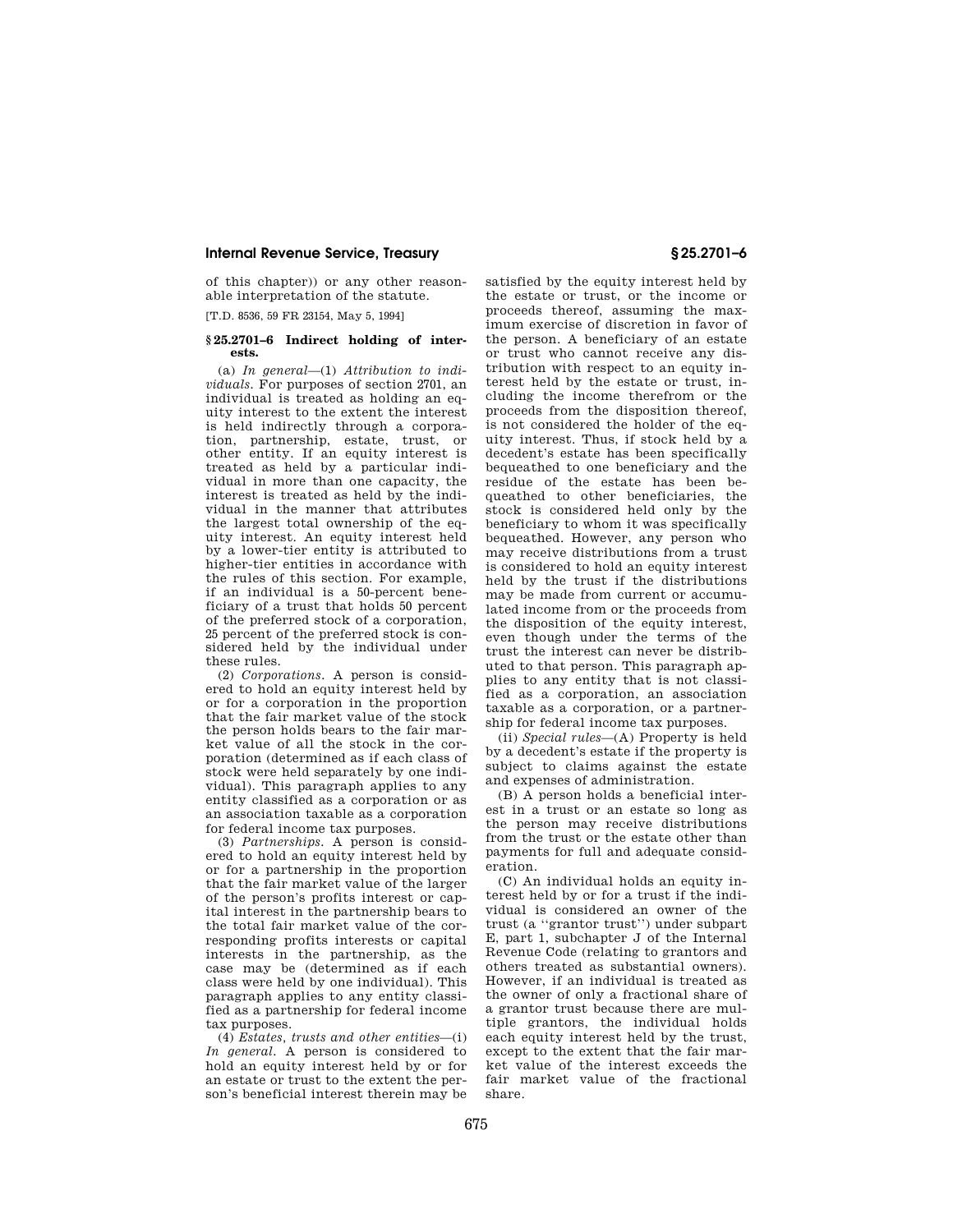of this chapter)) or any other reasonable interpretation of the statute.

[T.D. 8536, 59 FR 23154, May 5, 1994]

### § 25.2701–6 Indirect holding of interests.

(a) *In general*—(1) *Attribution to individuals.* For purposes of section 2701, an individual is treated as holding an equity interest to the extent the interest is held indirectly through a corporation, partnership, estate, trust, or other entity. If an equity interest is treated as held by a particular individual in more than one capacity, the interest is treated as held by the individual in the manner that attributes the largest total ownership of the equity interest. An equity interest held by a lower-tier entity is attributed to higher-tier entities in accordance with the rules of this section. For example, if an individual is a 50-percent beneficiary of a trust that holds 50 percent of the preferred stock of a corporation, 25 percent of the preferred stock is considered held by the individual under these rules.

(2) *Corporations.* A person is considered to hold an equity interest held by or for a corporation in the proportion that the fair market value of the stock the person holds bears to the fair market value of all the stock in the corporation (determined as if each class of stock were held separately by one individual). This paragraph applies to any entity classified as a corporation or as an association taxable as a corporation for federal income tax purposes.

(3) *Partnerships.* A person is considered to hold an equity interest held by or for a partnership in the proportion that the fair market value of the larger of the person's profits interest or capital interest in the partnership bears to the total fair market value of the corresponding profits interests or capital interests in the partnership, as the case may be (determined as if each class were held by one individual). This paragraph applies to any entity classified as a partnership for federal income tax purposes.

(4) *Estates, trusts and other entities*—(i) *In general.* A person is considered to hold an equity interest held by or for an estate or trust to the extent the person's beneficial interest therein may be satisfied by the equity interest held by the estate or trust, or the income or proceeds thereof, assuming the maximum exercise of discretion in favor of the person. A beneficiary of an estate or trust who cannot receive any distribution with respect to an equity interest held by the estate or trust, including the income therefrom or the proceeds from the disposition thereof, is not considered the holder of the equity interest. Thus, if stock held by a decedent's estate has been specifically bequeathed to one beneficiary and the residue of the estate has been bequeathed to other beneficiaries, the stock is considered held only by the beneficiary to whom it was specifically bequeathed. However, any person who may receive distributions from a trust is considered to hold an equity interest held by the trust if the distributions may be made from current or accumulated income from or the proceeds from the disposition of the equity interest, even though under the terms of the trust the interest can never be distributed to that person. This paragraph applies to any entity that is not classified as a corporation, an association taxable as a corporation, or a partnership for federal income tax purposes.

(ii) *Special rules*—(A) Property is held by a decedent's estate if the property is subject to claims against the estate and expenses of administration.

(B) A person holds a beneficial interest in a trust or an estate so long as the person may receive distributions from the trust or the estate other than payments for full and adequate consideration.

(C) An individual holds an equity interest held by or for a trust if the individual is considered an owner of the trust (a "grantor trust") under subpart E, part 1, subchapter J of the Internal Revenue Code (relating to grantors and others treated as substantial owners). However, if an individual is treated as the owner of only a fractional share of a grantor trust because there are multiple grantors, the individual holds each equity interest held by the trust, except to the extent that the fair market value of the interest exceeds the fair market value of the fractional share.